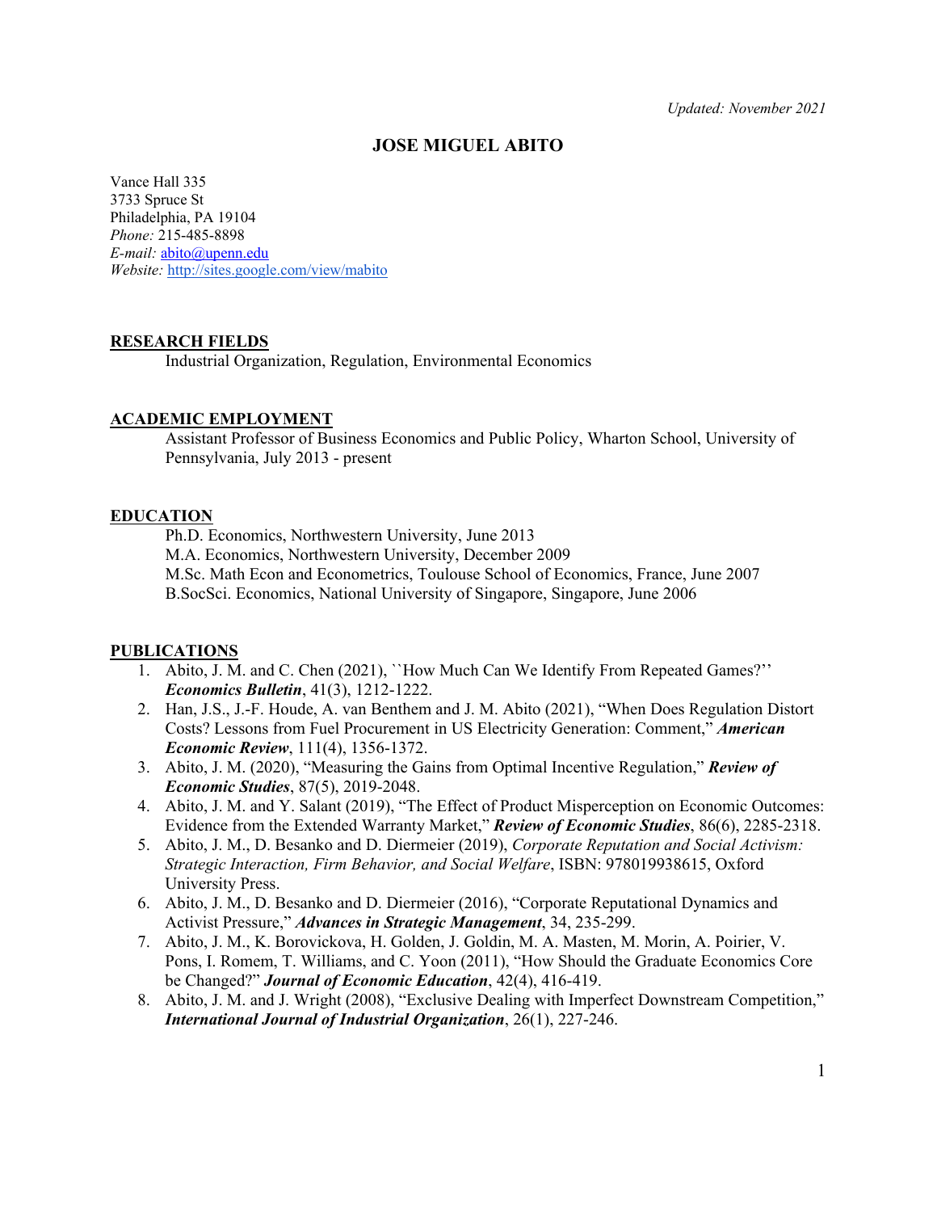*Updated: November 2021*

# JOSE MIGUEL ABITO

Vance Hall 335
3733 Spruce St
Philadelphia, PA 19104
*Phone:* 215-485-8898
*E-mail:* abito@upenn.edu
*Website:* http://sites.google.com/view/mabito

## RESEARCH FIELDS

Industrial Organization, Regulation, Environmental Economics

## ACADEMIC EMPLOYMENT

Assistant Professor of Business Economics and Public Policy, Wharton School, University of Pennsylvania, July 2013 - present

## EDUCATION

Ph.D. Economics, Northwestern University, June 2013
M.A. Economics, Northwestern University, December 2009
M.Sc. Math Econ and Econometrics, Toulouse School of Economics, France, June 2007
B.SocSci. Economics, National University of Singapore, Singapore, June 2006

## PUBLICATIONS

1. Abito, J. M. and C. Chen (2021), ``How Much Can We Identify From Repeated Games?'' ***Economics Bulletin***, 41(3), 1212-1222.
2. Han, J.S., J.-F. Houde, A. van Benthem and J. M. Abito (2021), "When Does Regulation Distort Costs? Lessons from Fuel Procurement in US Electricity Generation: Comment," ***American Economic Review***, 111(4), 1356-1372.
3. Abito, J. M. (2020), "Measuring the Gains from Optimal Incentive Regulation," ***Review of Economic Studies***, 87(5), 2019-2048.
4. Abito, J. M. and Y. Salant (2019), "The Effect of Product Misperception on Economic Outcomes: Evidence from the Extended Warranty Market," ***Review of Economic Studies***, 86(6), 2285-2318.
5. Abito, J. M., D. Besanko and D. Diermeier (2019), *Corporate Reputation and Social Activism: Strategic Interaction, Firm Behavior, and Social Welfare*, ISBN: 978019938615, Oxford University Press.
6. Abito, J. M., D. Besanko and D. Diermeier (2016), "Corporate Reputational Dynamics and Activist Pressure," ***Advances in Strategic Management***, 34, 235-299.
7. Abito, J. M., K. Borovickova, H. Golden, J. Goldin, M. A. Masten, M. Morin, A. Poirier, V. Pons, I. Romem, T. Williams, and C. Yoon (2011), "How Should the Graduate Economics Core be Changed?" ***Journal of Economic Education***, 42(4), 416-419.
8. Abito, J. M. and J. Wright (2008), "Exclusive Dealing with Imperfect Downstream Competition," ***International Journal of Industrial Organization***, 26(1), 227-246.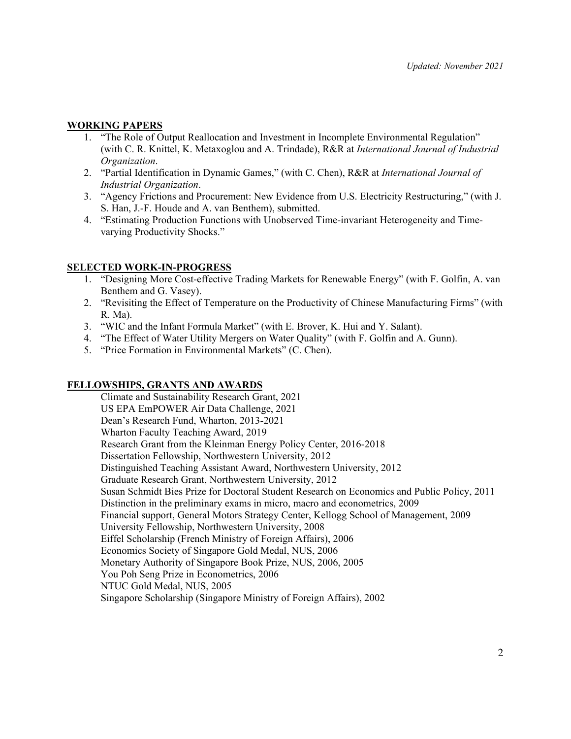Updated: November 2021

## WORKING PAPERS

1. "The Role of Output Reallocation and Investment in Incomplete Environmental Regulation" (with C. R. Knittel, K. Metaxoglou and A. Trindade), R&R at *International Journal of Industrial Organization*.
2. "Partial Identification in Dynamic Games," (with C. Chen), R&R at *International Journal of Industrial Organization*.
3. "Agency Frictions and Procurement: New Evidence from U.S. Electricity Restructuring," (with J. S. Han, J.-F. Houde and A. van Benthem), submitted.
4. "Estimating Production Functions with Unobserved Time-invariant Heterogeneity and Time-varying Productivity Shocks."

## SELECTED WORK-IN-PROGRESS

1. "Designing More Cost-effective Trading Markets for Renewable Energy" (with F. Golfin, A. van Benthem and G. Vasey).
2. "Revisiting the Effect of Temperature on the Productivity of Chinese Manufacturing Firms" (with R. Ma).
3. "WIC and the Infant Formula Market" (with E. Brover, K. Hui and Y. Salant).
4. "The Effect of Water Utility Mergers on Water Quality" (with F. Golfin and A. Gunn).
5. "Price Formation in Environmental Markets" (C. Chen).

## FELLOWSHIPS, GRANTS AND AWARDS

Climate and Sustainability Research Grant, 2021
US EPA EmPOWER Air Data Challenge, 2021
Dean's Research Fund, Wharton, 2013-2021
Wharton Faculty Teaching Award, 2019
Research Grant from the Kleinman Energy Policy Center, 2016-2018
Dissertation Fellowship, Northwestern University, 2012
Distinguished Teaching Assistant Award, Northwestern University, 2012
Graduate Research Grant, Northwestern University, 2012
Susan Schmidt Bies Prize for Doctoral Student Research on Economics and Public Policy, 2011
Distinction in the preliminary exams in micro, macro and econometrics, 2009
Financial support, General Motors Strategy Center, Kellogg School of Management, 2009
University Fellowship, Northwestern University, 2008
Eiffel Scholarship (French Ministry of Foreign Affairs), 2006
Economics Society of Singapore Gold Medal, NUS, 2006
Monetary Authority of Singapore Book Prize, NUS, 2006, 2005
You Poh Seng Prize in Econometrics, 2006
NTUC Gold Medal, NUS, 2005
Singapore Scholarship (Singapore Ministry of Foreign Affairs), 2002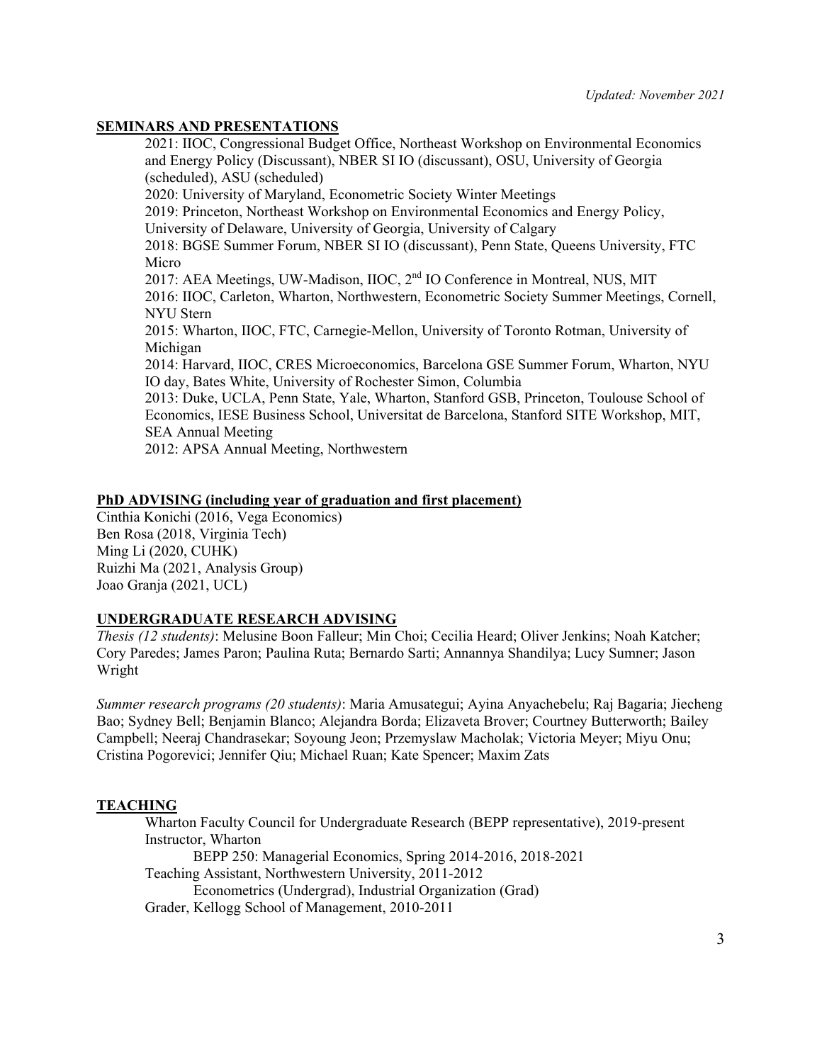*Updated: November 2021*

## SEMINARS AND PRESENTATIONS

2021: IIOC, Congressional Budget Office, Northeast Workshop on Environmental Economics and Energy Policy (Discussant), NBER SI IO (discussant), OSU, University of Georgia (scheduled), ASU (scheduled)

2020: University of Maryland, Econometric Society Winter Meetings

2019: Princeton, Northeast Workshop on Environmental Economics and Energy Policy, University of Delaware, University of Georgia, University of Calgary

2018: BGSE Summer Forum, NBER SI IO (discussant), Penn State, Queens University, FTC Micro

2017: AEA Meetings, UW-Madison, IIOC, 2nd IO Conference in Montreal, NUS, MIT

2016: IIOC, Carleton, Wharton, Northwestern, Econometric Society Summer Meetings, Cornell, NYU Stern

2015: Wharton, IIOC, FTC, Carnegie-Mellon, University of Toronto Rotman, University of Michigan

2014: Harvard, IIOC, CRES Microeconomics, Barcelona GSE Summer Forum, Wharton, NYU IO day, Bates White, University of Rochester Simon, Columbia

2013: Duke, UCLA, Penn State, Yale, Wharton, Stanford GSB, Princeton, Toulouse School of Economics, IESE Business School, Universitat de Barcelona, Stanford SITE Workshop, MIT, SEA Annual Meeting

2012: APSA Annual Meeting, Northwestern

## PhD ADVISING (including year of graduation and first placement)

Cinthia Konichi (2016, Vega Economics)
Ben Rosa (2018, Virginia Tech)
Ming Li (2020, CUHK)
Ruizhi Ma (2021, Analysis Group)
Joao Granja (2021, UCL)

## UNDERGRADUATE RESEARCH ADVISING

*Thesis (12 students)*: Melusine Boon Falleur; Min Choi; Cecilia Heard; Oliver Jenkins; Noah Katcher; Cory Paredes; James Paron; Paulina Ruta; Bernardo Sarti; Annannya Shandilya; Lucy Sumner; Jason Wright

*Summer research programs (20 students)*: Maria Amusategui; Ayina Anyachebelu; Raj Bagaria; Jiecheng Bao; Sydney Bell; Benjamin Blanco; Alejandra Borda; Elizaveta Brover; Courtney Butterworth; Bailey Campbell; Neeraj Chandrasekar; Soyoung Jeon; Przemyslaw Macholak; Victoria Meyer; Miyu Onu; Cristina Pogorevici; Jennifer Qiu; Michael Ruan; Kate Spencer; Maxim Zats

## TEACHING

Wharton Faculty Council for Undergraduate Research (BEPP representative), 2019-present

Instructor, Wharton
- BEPP 250: Managerial Economics, Spring 2014-2016, 2018-2021

Teaching Assistant, Northwestern University, 2011-2012
- Econometrics (Undergrad), Industrial Organization (Grad)

Grader, Kellogg School of Management, 2010-2011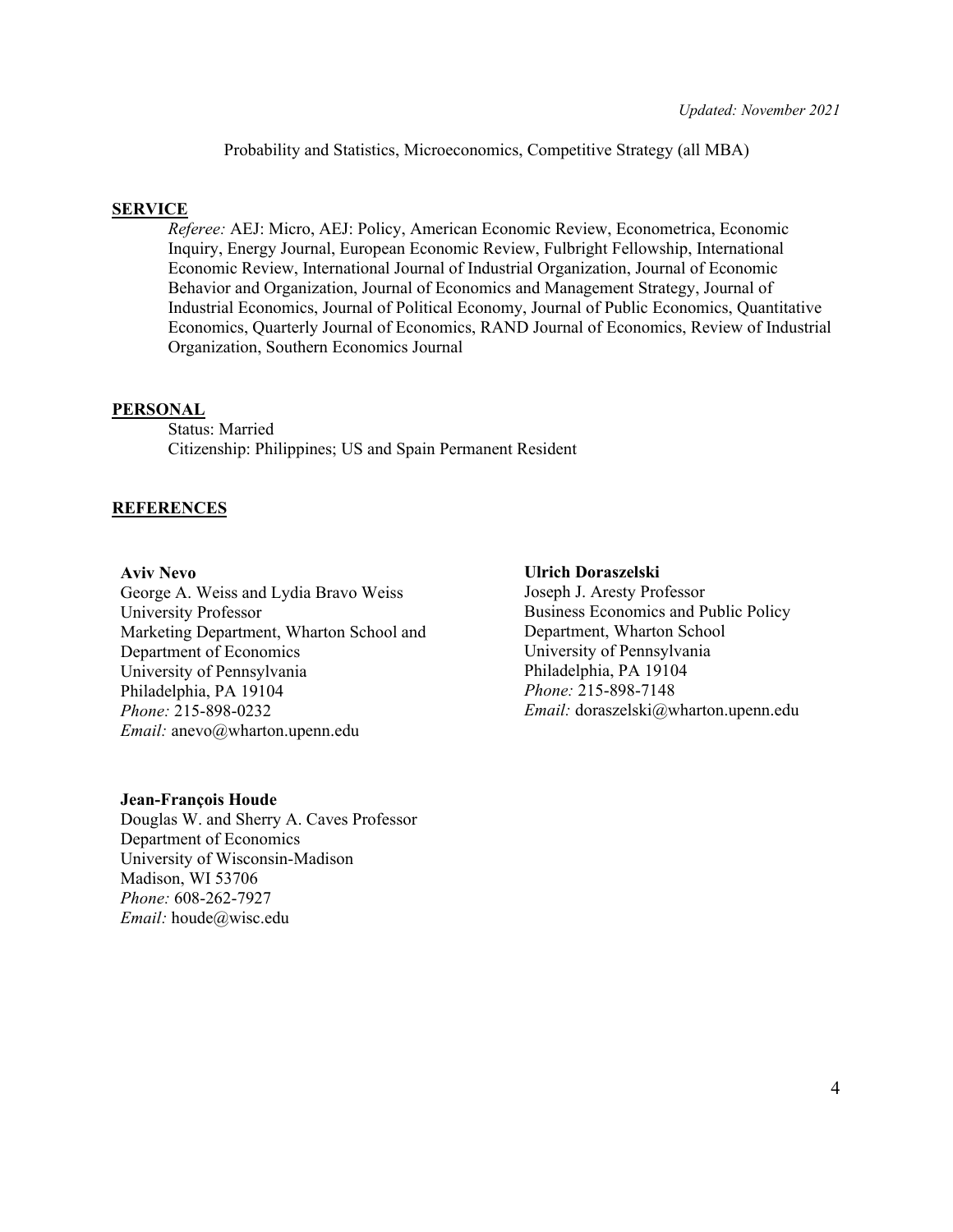Probability and Statistics, Microeconomics, Competitive Strategy (all MBA)

## SERVICE

*Referee:* AEJ: Micro, AEJ: Policy, American Economic Review, Econometrica, Economic Inquiry, Energy Journal, European Economic Review, Fulbright Fellowship, International Economic Review, International Journal of Industrial Organization, Journal of Economic Behavior and Organization, Journal of Economics and Management Strategy, Journal of Industrial Economics, Journal of Political Economy, Journal of Public Economics, Quantitative Economics, Quarterly Journal of Economics, RAND Journal of Economics, Review of Industrial Organization, Southern Economics Journal

## PERSONAL

Status: Married
Citizenship: Philippines; US and Spain Permanent Resident

## REFERENCES

**Aviv Nevo**
George A. Weiss and Lydia Bravo Weiss
University Professor
Marketing Department, Wharton School and
Department of Economics
University of Pennsylvania
Philadelphia, PA 19104
*Phone:* 215-898-0232
*Email:* anevo@wharton.upenn.edu

**Ulrich Doraszelski**
Joseph J. Aresty Professor
Business Economics and Public Policy
Department, Wharton School
University of Pennsylvania
Philadelphia, PA 19104
*Phone:* 215-898-7148
*Email:* doraszelski@wharton.upenn.edu

**Jean-François Houde**
Douglas W. and Sherry A. Caves Professor
Department of Economics
University of Wisconsin-Madison
Madison, WI 53706
*Phone:* 608-262-7927
*Email:* houde@wisc.edu